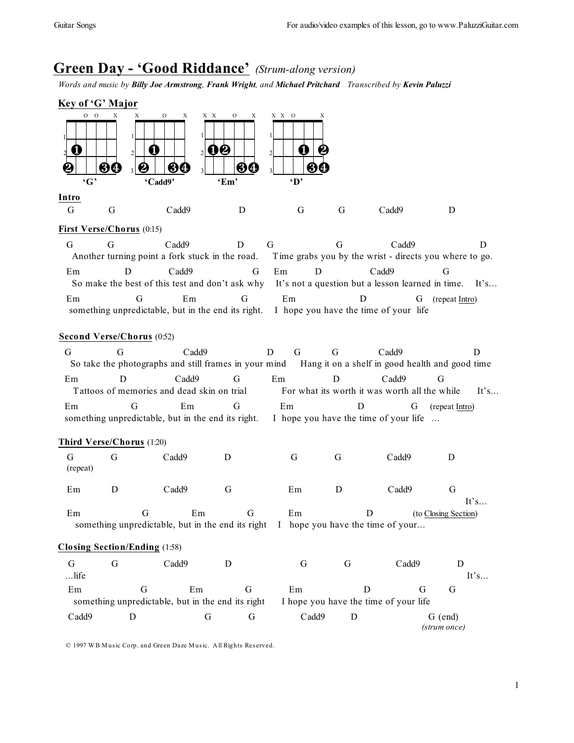# Green Day - 'Good Riddance' *(Strum-along version)*

*Words and music by **Billy Joe Armstrong**, **Frank Wright**, and **Michael Pritchard** Transcribed by **Kevin Paluzzi***

**Key of 'G' Major**

'G' 'Cadd9' 'Em' 'D'

**Intro**

```
G    G    Cadd9    D    G    G    Cadd9    D
```

**First Verse/Chorus** (0:15)

```
G          G               Cadd9              D       G                  G               Cadd9               D
  Another turning point a fork stuck in the road.     Time grabs you by the wrist - directs you where to go.
Em           D           Cadd9                  G    Em           D              Cadd9           G
  So make the best of this test and don't ask why    It's not a question but a lesson learned in time.   It's…
Em                  G           Em              G         Em                   D              G  (repeat Intro)
 something unpredictable, but in the end its right.   I hope you have the time of your  life
```

**Second Verse/Chorus** (0:52)

```
G              G                  Cadd9                   D    G        G                Cadd9                D
  So take the photographs and still frames in your mind     Hang it on a shelf in good health and good time
Em           D            Cadd9           G           Em              D              Cadd9      G
  Tattoos of memories and dead skin on trial             For what its worth it was worth all the while     It's…
Em                  G           Em              G         Em                   D              G  (repeat Intro)
something unpredictable, but in the end its right.    I hope you have the time of your life  …
```

**Third Verse/Chorus** (1:20)

```
G         G       Cadd9       D          G       G        Cadd9       D
(repeat)

Em        D       Cadd9       G          Em      D        Cadd9       G
                                                                        It's…
Em                  G           Em             G       Em                  D           (to Closing Section)
  something unpredictable, but in the end its right   I  hope you have the time of your…
```

**Closing Section/Ending** (1:58)

```
G         G       Cadd9       D          G       G        Cadd9       D
…life                                                                   It's…
Em                  G           Em             G       Em                  D           G      G
  something unpredictable, but in the end its right   I hope you have the time of your life
Cadd9      D                 G       G        Cadd9     D              G (end)
                                                                      (strum once)
```

© 1997 WB Music Corp. and Green Daze Music. All Rights Reserved.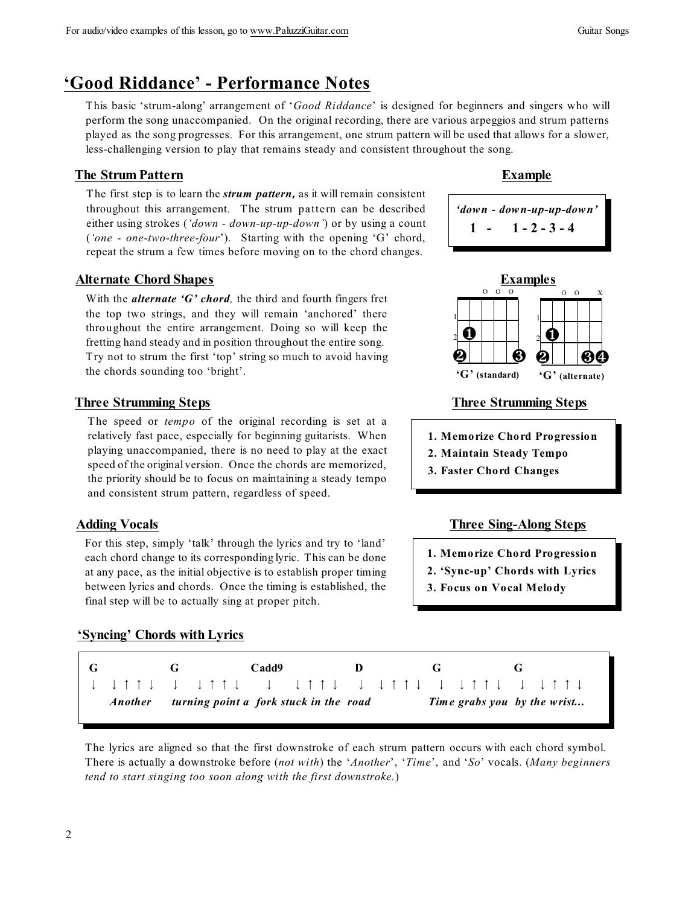# 'Good Riddance' - Performance Notes

This basic 'strum-along' arrangement of '*Good Riddance*' is designed for beginners and singers who will perform the song unaccompanied. On the original recording, there are various arpeggios and strum patterns played as the song progresses. For this arrangement, one strum pattern will be used that allows for a slower, less-challenging version to play that remains steady and consistent throughout the song.

## The Strum Pattern

The first step is to learn the ***strum pattern,*** as it will remain consistent throughout this arrangement. The strum pattern can be described either using strokes (*'down - down-up-up-down'*) or by using a count (*'one - one-two-three-four'*). Starting with the opening 'G' chord, repeat the strum a few times before moving on to the chord changes.

**Example**

***'down - down-up-up-down'***
**1 - 1 - 2 - 3 - 4**

## Alternate Chord Shapes

With the ***alternate 'G' chord,*** the third and fourth fingers fret the top two strings, and they will remain 'anchored' there throughout the entire arrangement. Doing so will keep the fretting hand steady and in position throughout the entire song. Try not to strum the first 'top' string so much to avoid having the chords sounding too 'bright'.

**Examples**

'G' (standard)

'G' (alternate)

## Three Strumming Steps

The speed or *tempo* of the original recording is set at a relatively fast pace, especially for beginning guitarists. When playing unaccompanied, there is no need to play at the exact speed of the original version. Once the chords are memorized, the priority should be to focus on maintaining a steady tempo and consistent strum pattern, regardless of speed.

**Three Strumming Steps**

1. **Memorize Chord Progression**
2. **Maintain Steady Tempo**
3. **Faster Chord Changes**

## Adding Vocals

For this step, simply 'talk' through the lyrics and try to 'land' each chord change to its corresponding lyric. This can be done at any pace, as the initial objective is to establish proper timing between lyrics and chords. Once the timing is established, the final step will be to actually sing at proper pitch.

**Three Sing-Along Steps**

1. **Memorize Chord Progression**
2. **'Sync-up' Chords with Lyrics**
3. **Focus on Vocal Melody**

## 'Syncing' Chords with Lyrics

```
G            G              Cadd9          D              G              G
↓  ↓ ↑ ↑ ↓   ↓  ↓ ↑ ↑ ↓     ↓  ↓ ↑ ↑ ↓     ↓  ↓ ↑ ↑ ↓     ↓  ↓ ↑ ↑ ↓     ↓  ↓ ↑ ↑ ↓
   Another     turning point a  fork stuck in the  road      Time grabs you  by the wrist...
```

The lyrics are aligned so that the first downstroke of each strum pattern occurs with each chord symbol. There is actually a downstroke before (*not with*) the '*Another*', '*Time*', and '*So*' vocals. (*Many beginners tend to start singing too soon along with the first downstroke.*)